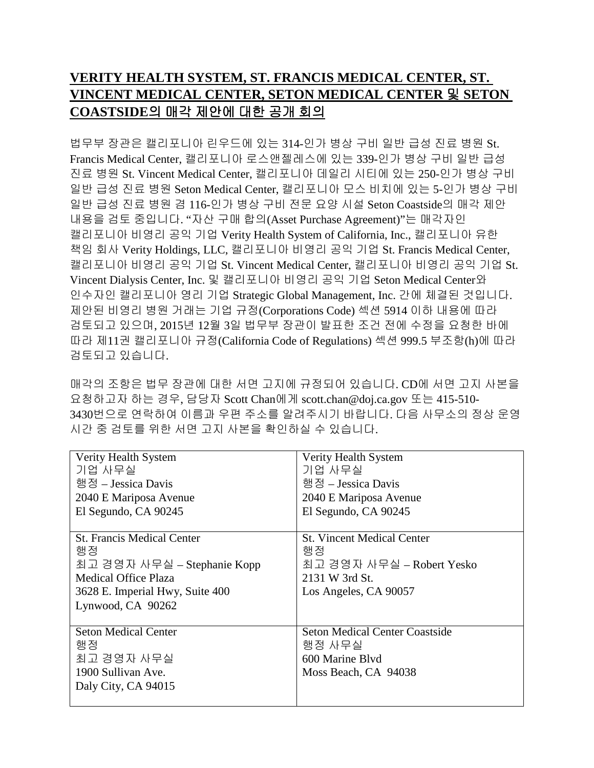# **VERITY HEALTH SYSTEM, ST. FRANCIS MEDICAL CENTER, ST. VINCENT MEDICAL CENTER, SETON MEDICAL CENTER 및 SETON COASTSIDE의 매각 제안에 대한 공개 회의**

법무부 장관은 캘리포니아 린우드에 있는 314-인가 병상 구비 일반 급성 진료 병원 St. Francis Medical Center, 캘리포니아 로스앤젤레스에 있는 339-인가 병상 구비 일반 급성 진료 병원 St. Vincent Medical Center, 캘리포니아 데일리 시티에 있는 250-인가 병상 구비 일반 급성 진료 병원 Seton Medical Center, 캘리포니아 모스 비치에 있는 5-인가 병상 구비 일반 급성 진료 병원 겸 116-인가 병상 구비 전문 요양 시설 Seton Coastside의 매각 제안 내용을 검토 중입니다. "자산 구매 합의(Asset Purchase Agreement)"는 매각자인 캘리포니아 비영리 공익 기업 Verity Health System of California, Inc., 캘리포니아 유한 책임 회사 Verity Holdings, LLC, 캘리포니아 비영리 공익 기업 St. Francis Medical Center, 캘리포니아 비영리 공익 기업 St. Vincent Medical Center, 캘리포니아 비영리 공익 기업 St. Vincent Dialysis Center, Inc. 및 캘리포니아 비영리 공익 기업 Seton Medical Center와 인수자인 캘리포니아 영리 기업 Strategic Global Management, Inc. 간에 체결된 것입니다. 제안된 비영리 병원 거래는 기업 규정(Corporations Code) 섹션 5914 이하 내용에 따라 검토되고 있으며, 2015년 12월 3일 법무부 장관이 발표한 조건 전에 수정을 요청한 바에 따라 제11권 캘리포니아 규정(California Code of Regulations) 섹션 999.5 부조항(h)에 따라 검토되고 있습니다.

매각의 조항은 법무 장관에 대한 서면 고지에 규정되어 있습니다. CD에 서면 고지 사본을 요청하고자 하는 경우, 담당자 Scott Chan에게 scott.chan@doj.ca.gov 또는 415-510-3430번으로 연락하여 이름과 우편 주소를 알려주시기 바랍니다. 다음 사무소의 정상 운영 시간 중 검토를 위한 서면 고지 사본을 확인하실 수 있습니다.

| | |
|---|---|
| Verity Health System<br>기업 사무실<br>행정 – Jessica Davis<br>2040 E Mariposa Avenue<br>El Segundo, CA 90245 | Verity Health System<br>기업 사무실<br>행정 – Jessica Davis<br>2040 E Mariposa Avenue<br>El Segundo, CA 90245 |
| St. Francis Medical Center<br>행정<br>최고 경영자 사무실 – Stephanie Kopp<br>Medical Office Plaza<br>3628 E. Imperial Hwy, Suite 400<br>Lynwood, CA 90262 | St. Vincent Medical Center<br>행정<br>최고 경영자 사무실 – Robert Yesko<br>2131 W 3rd St.<br>Los Angeles, CA 90057 |
| Seton Medical Center<br>행정<br>최고 경영자 사무실<br>1900 Sullivan Ave.<br>Daly City, CA 94015 | Seton Medical Center Coastside<br>행정 사무실<br>600 Marine Blvd<br>Moss Beach, CA 94038 |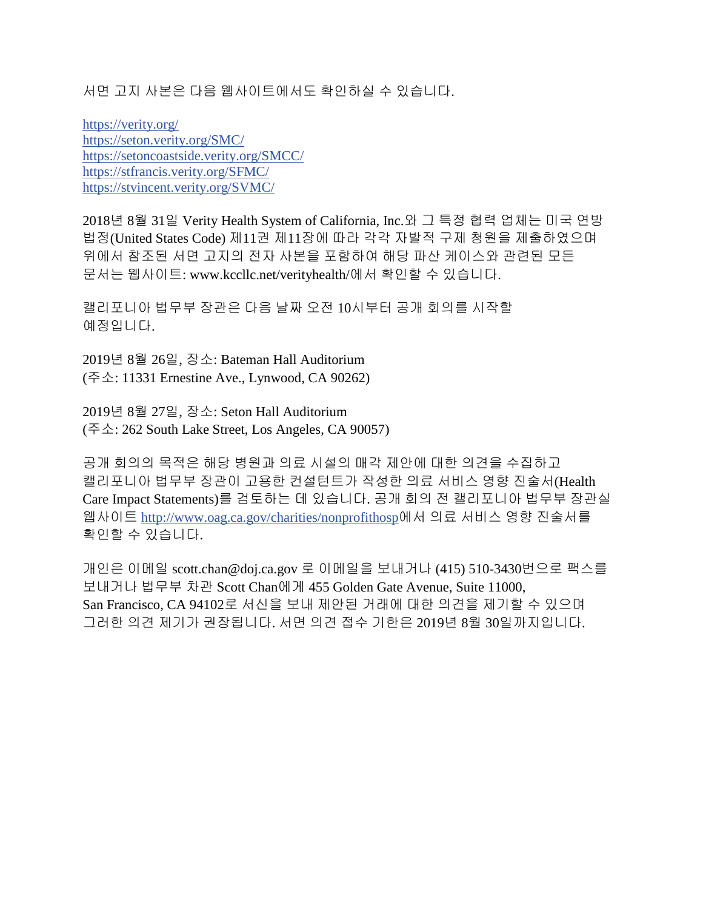서면 고지 사본은 다음 웹사이트에서도 확인하실 수 있습니다.

https://verity.org/
https://seton.verity.org/SMC/
https://setoncoastside.verity.org/SMCC/
https://stfrancis.verity.org/SFMC/
https://stvincent.verity.org/SVMC/

2018년 8월 31일 Verity Health System of California, Inc.와 그 특정 협력 업체는 미국 연방 법정(United States Code) 제11권 제11장에 따라 각각 자발적 구제 청원을 제출하였으며 위에서 참조된 서면 고지의 전자 사본을 포함하여 해당 파산 케이스와 관련된 모든 문서는 웹사이트: www.kccllc.net/verityhealth/에서 확인할 수 있습니다.

캘리포니아 법무부 장관은 다음 날짜 오전 10시부터 공개 회의를 시작할 예정입니다.

2019년 8월 26일, 장소: Bateman Hall Auditorium
(주소: 11331 Ernestine Ave., Lynwood, CA 90262)

2019년 8월 27일, 장소: Seton Hall Auditorium
(주소: 262 South Lake Street, Los Angeles, CA 90057)

공개 회의의 목적은 해당 병원과 의료 시설의 매각 제안에 대한 의견을 수집하고 캘리포니아 법무부 장관이 고용한 컨설턴트가 작성한 의료 서비스 영향 진술서(Health Care Impact Statements)를 검토하는 데 있습니다. 공개 회의 전 캘리포니아 법무부 장관실 웹사이트 http://www.oag.ca.gov/charities/nonprofithosp에서 의료 서비스 영향 진술서를 확인할 수 있습니다.

개인은 이메일 scott.chan@doj.ca.gov 로 이메일을 보내거나 (415) 510-3430번으로 팩스를 보내거나 법무부 차관 Scott Chan에게 455 Golden Gate Avenue, Suite 11000, San Francisco, CA 94102로 서신을 보내 제안된 거래에 대한 의견을 제기할 수 있으며 그러한 의견 제기가 권장됩니다. 서면 의견 접수 기한은 2019년 8월 30일까지입니다.